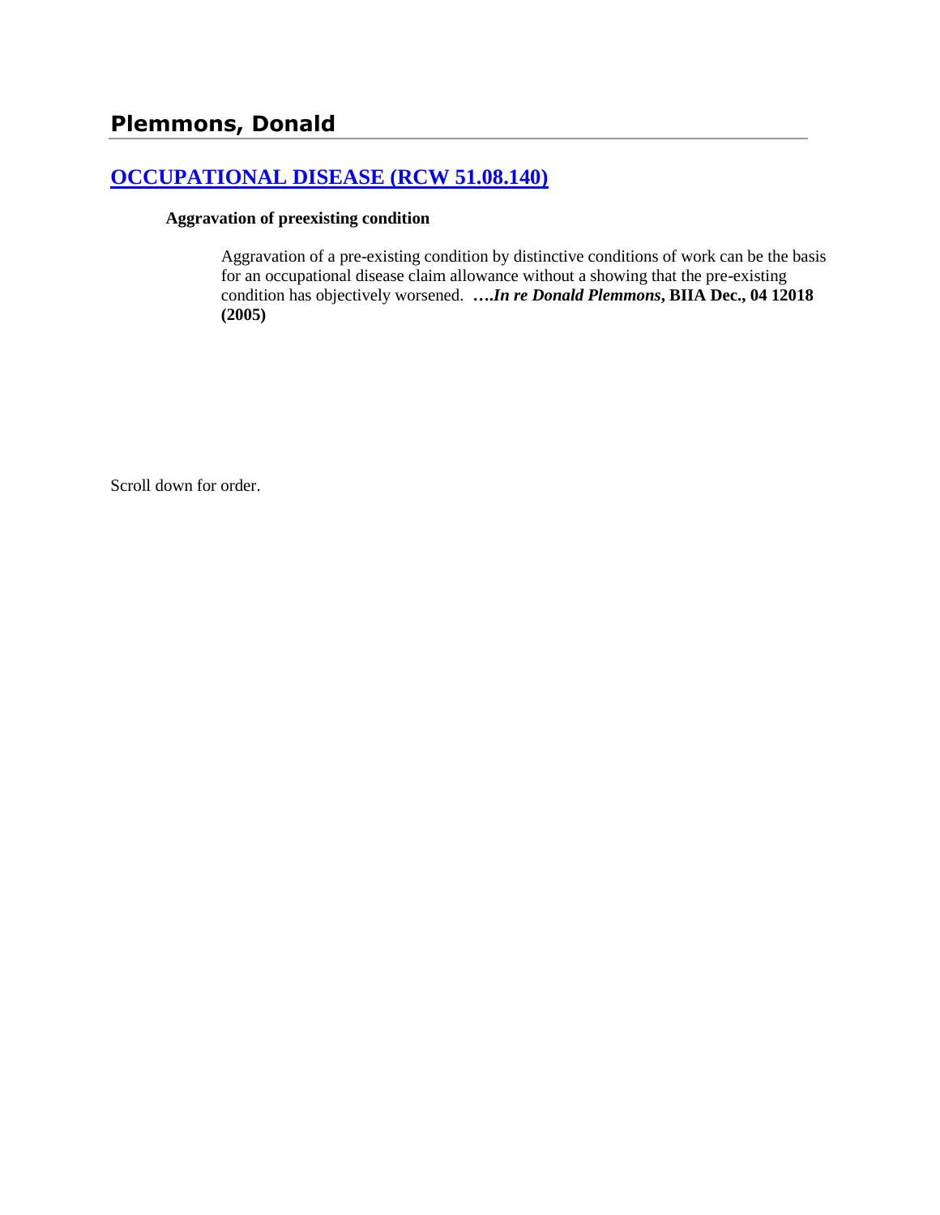## Plemmons, Donald

### [OCCUPATIONAL DISEASE (RCW 51.08.140)]

**Aggravation of preexisting condition**

> Aggravation of a pre-existing condition by distinctive conditions of work can be the basis for an occupational disease claim allowance without a showing that the pre-existing condition has objectively worsened. ***….In re Donald Plemmons*, BIIA Dec., 04 12018 (2005)**

Scroll down for order.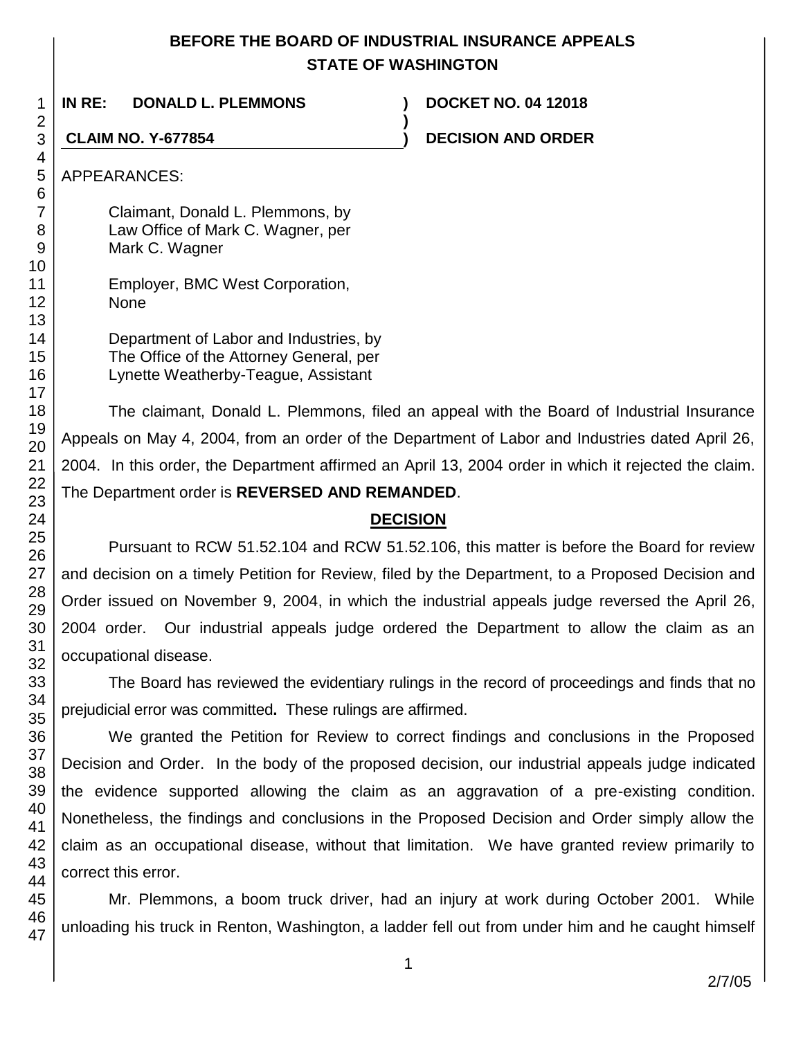# BEFORE THE BOARD OF INDUSTRIAL INSURANCE APPEALS
## STATE OF WASHINGTON

**IN RE: DONALD L. PLEMMONS** ) **DOCKET NO. 04 12018**

**CLAIM NO. Y-677854** ) **DECISION AND ORDER**

APPEARANCES:

Claimant, Donald L. Plemmons, by
Law Office of Mark C. Wagner, per
Mark C. Wagner

Employer, BMC West Corporation,
None

Department of Labor and Industries, by
The Office of the Attorney General, per
Lynette Weatherby-Teague, Assistant

The claimant, Donald L. Plemmons, filed an appeal with the Board of Industrial Insurance Appeals on May 4, 2004, from an order of the Department of Labor and Industries dated April 26, 2004. In this order, the Department affirmed an April 13, 2004 order in which it rejected the claim. The Department order is **REVERSED AND REMANDED**.

## DECISION

Pursuant to RCW 51.52.104 and RCW 51.52.106, this matter is before the Board for review and decision on a timely Petition for Review, filed by the Department, to a Proposed Decision and Order issued on November 9, 2004, in which the industrial appeals judge reversed the April 26, 2004 order. Our industrial appeals judge ordered the Department to allow the claim as an occupational disease.

The Board has reviewed the evidentiary rulings in the record of proceedings and finds that no prejudicial error was committed**.** These rulings are affirmed.

We granted the Petition for Review to correct findings and conclusions in the Proposed Decision and Order. In the body of the proposed decision, our industrial appeals judge indicated the evidence supported allowing the claim as an aggravation of a pre-existing condition. Nonetheless, the findings and conclusions in the Proposed Decision and Order simply allow the claim as an occupational disease, without that limitation. We have granted review primarily to correct this error.

Mr. Plemmons, a boom truck driver, had an injury at work during October 2001. While unloading his truck in Renton, Washington, a ladder fell out from under him and he caught himself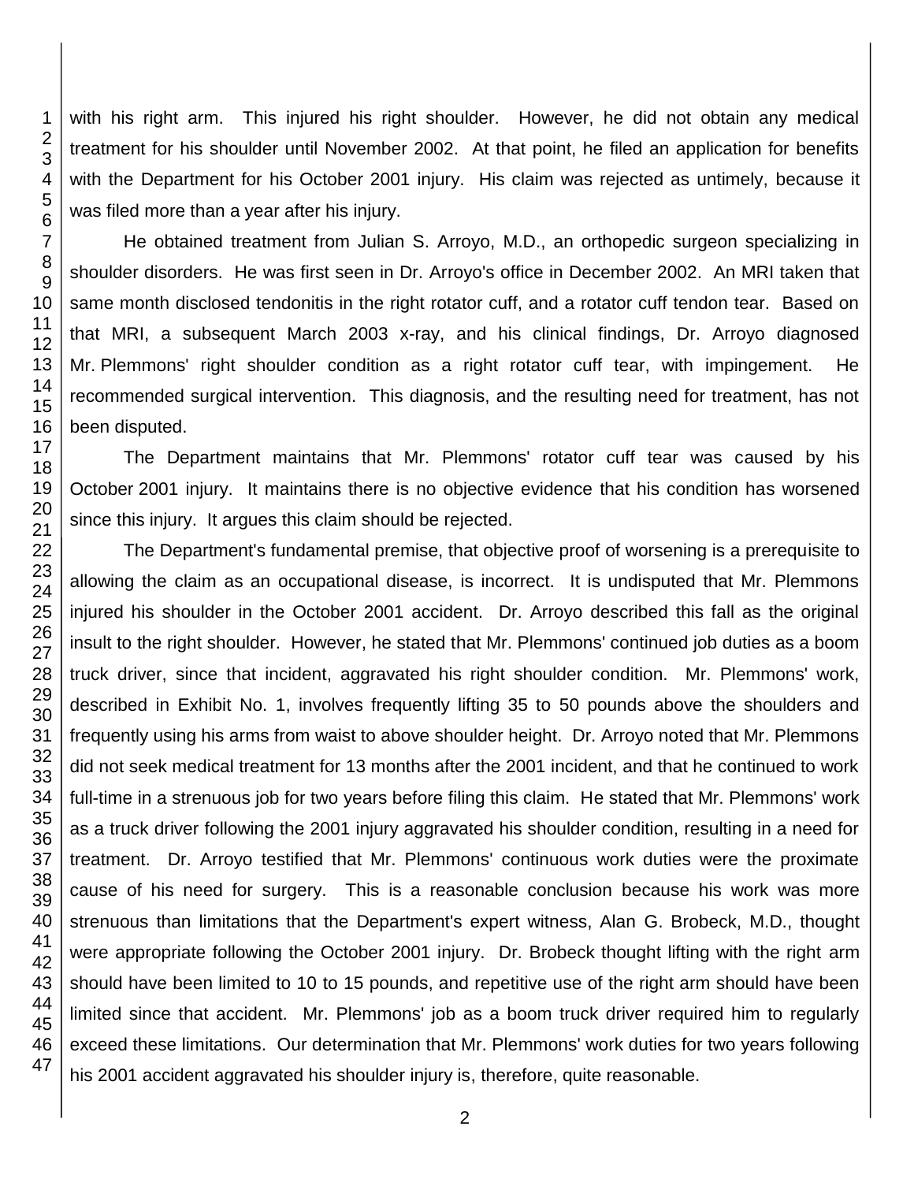with his right arm. This injured his right shoulder. However, he did not obtain any medical treatment for his shoulder until November 2002. At that point, he filed an application for benefits with the Department for his October 2001 injury. His claim was rejected as untimely, because it was filed more than a year after his injury.

He obtained treatment from Julian S. Arroyo, M.D., an orthopedic surgeon specializing in shoulder disorders. He was first seen in Dr. Arroyo's office in December 2002. An MRI taken that same month disclosed tendonitis in the right rotator cuff, and a rotator cuff tendon tear. Based on that MRI, a subsequent March 2003 x-ray, and his clinical findings, Dr. Arroyo diagnosed Mr. Plemmons' right shoulder condition as a right rotator cuff tear, with impingement. He recommended surgical intervention. This diagnosis, and the resulting need for treatment, has not been disputed.

The Department maintains that Mr. Plemmons' rotator cuff tear was caused by his October 2001 injury. It maintains there is no objective evidence that his condition has worsened since this injury. It argues this claim should be rejected.

The Department's fundamental premise, that objective proof of worsening is a prerequisite to allowing the claim as an occupational disease, is incorrect. It is undisputed that Mr. Plemmons injured his shoulder in the October 2001 accident. Dr. Arroyo described this fall as the original insult to the right shoulder. However, he stated that Mr. Plemmons' continued job duties as a boom truck driver, since that incident, aggravated his right shoulder condition. Mr. Plemmons' work, described in Exhibit No. 1, involves frequently lifting 35 to 50 pounds above the shoulders and frequently using his arms from waist to above shoulder height. Dr. Arroyo noted that Mr. Plemmons did not seek medical treatment for 13 months after the 2001 incident, and that he continued to work full-time in a strenuous job for two years before filing this claim. He stated that Mr. Plemmons' work as a truck driver following the 2001 injury aggravated his shoulder condition, resulting in a need for treatment. Dr. Arroyo testified that Mr. Plemmons' continuous work duties were the proximate cause of his need for surgery. This is a reasonable conclusion because his work was more strenuous than limitations that the Department's expert witness, Alan G. Brobeck, M.D., thought were appropriate following the October 2001 injury. Dr. Brobeck thought lifting with the right arm should have been limited to 10 to 15 pounds, and repetitive use of the right arm should have been limited since that accident. Mr. Plemmons' job as a boom truck driver required him to regularly exceed these limitations. Our determination that Mr. Plemmons' work duties for two years following his 2001 accident aggravated his shoulder injury is, therefore, quite reasonable.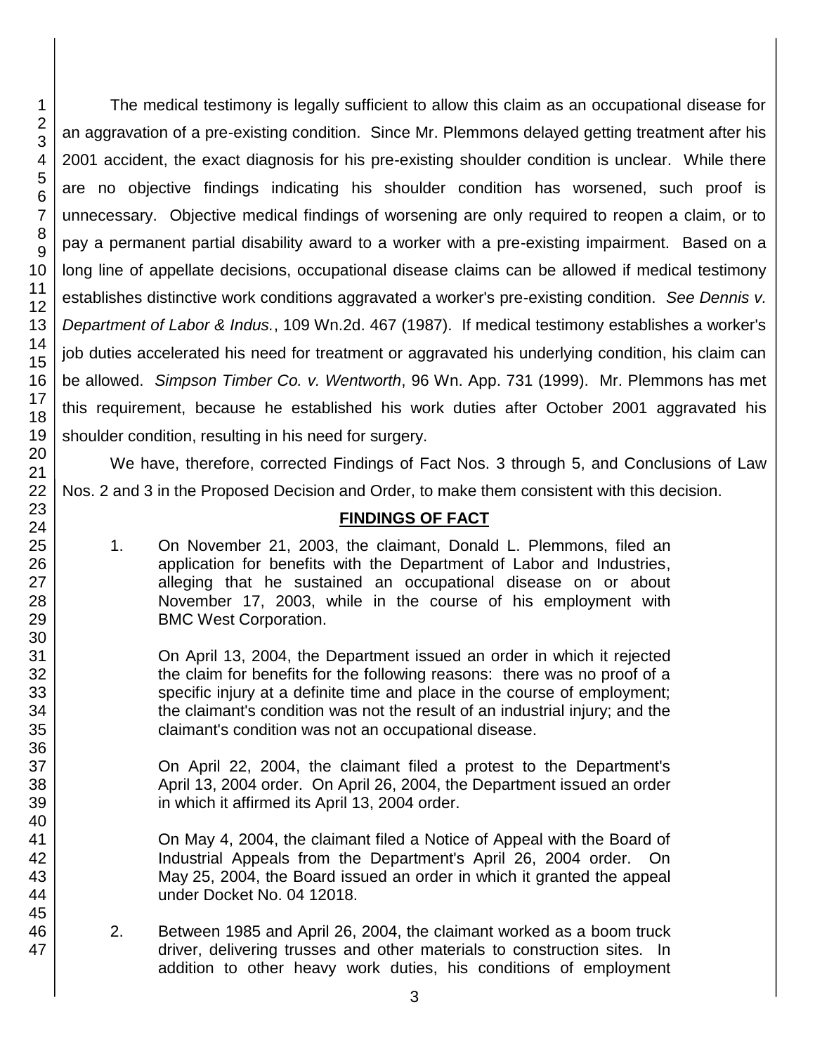The medical testimony is legally sufficient to allow this claim as an occupational disease for an aggravation of a pre-existing condition. Since Mr. Plemmons delayed getting treatment after his 2001 accident, the exact diagnosis for his pre-existing shoulder condition is unclear. While there are no objective findings indicating his shoulder condition has worsened, such proof is unnecessary. Objective medical findings of worsening are only required to reopen a claim, or to pay a permanent partial disability award to a worker with a pre-existing impairment. Based on a long line of appellate decisions, occupational disease claims can be allowed if medical testimony establishes distinctive work conditions aggravated a worker's pre-existing condition. *See Dennis v. Department of Labor & Indus.*, 109 Wn.2d. 467 (1987). If medical testimony establishes a worker's job duties accelerated his need for treatment or aggravated his underlying condition, his claim can be allowed. *Simpson Timber Co. v. Wentworth*, 96 Wn. App. 731 (1999). Mr. Plemmons has met this requirement, because he established his work duties after October 2001 aggravated his shoulder condition, resulting in his need for surgery.

We have, therefore, corrected Findings of Fact Nos. 3 through 5, and Conclusions of Law Nos. 2 and 3 in the Proposed Decision and Order, to make them consistent with this decision.

## FINDINGS OF FACT

1. On November 21, 2003, the claimant, Donald L. Plemmons, filed an application for benefits with the Department of Labor and Industries, alleging that he sustained an occupational disease on or about November 17, 2003, while in the course of his employment with BMC West Corporation.

   On April 13, 2004, the Department issued an order in which it rejected the claim for benefits for the following reasons: there was no proof of a specific injury at a definite time and place in the course of employment; the claimant's condition was not the result of an industrial injury; and the claimant's condition was not an occupational disease.

   On April 22, 2004, the claimant filed a protest to the Department's April 13, 2004 order. On April 26, 2004, the Department issued an order in which it affirmed its April 13, 2004 order.

   On May 4, 2004, the claimant filed a Notice of Appeal with the Board of Industrial Appeals from the Department's April 26, 2004 order. On May 25, 2004, the Board issued an order in which it granted the appeal under Docket No. 04 12018.

2. Between 1985 and April 26, 2004, the claimant worked as a boom truck driver, delivering trusses and other materials to construction sites. In addition to other heavy work duties, his conditions of employment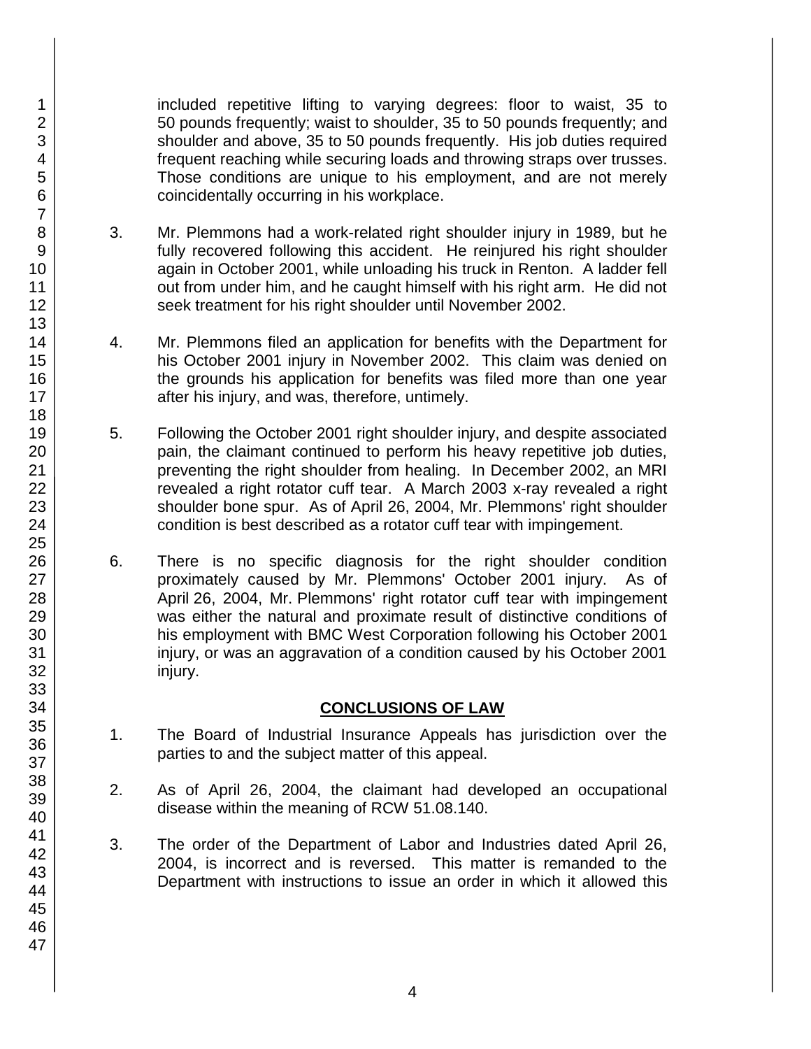included repetitive lifting to varying degrees: floor to waist, 35 to 50 pounds frequently; waist to shoulder, 35 to 50 pounds frequently; and shoulder and above, 35 to 50 pounds frequently. His job duties required frequent reaching while securing loads and throwing straps over trusses. Those conditions are unique to his employment, and are not merely coincidentally occurring in his workplace.

3. Mr. Plemmons had a work-related right shoulder injury in 1989, but he fully recovered following this accident. He reinjured his right shoulder again in October 2001, while unloading his truck in Renton. A ladder fell out from under him, and he caught himself with his right arm. He did not seek treatment for his right shoulder until November 2002.

4. Mr. Plemmons filed an application for benefits with the Department for his October 2001 injury in November 2002. This claim was denied on the grounds his application for benefits was filed more than one year after his injury, and was, therefore, untimely.

5. Following the October 2001 right shoulder injury, and despite associated pain, the claimant continued to perform his heavy repetitive job duties, preventing the right shoulder from healing. In December 2002, an MRI revealed a right rotator cuff tear. A March 2003 x-ray revealed a right shoulder bone spur. As of April 26, 2004, Mr. Plemmons' right shoulder condition is best described as a rotator cuff tear with impingement.

6. There is no specific diagnosis for the right shoulder condition proximately caused by Mr. Plemmons' October 2001 injury. As of April 26, 2004, Mr. Plemmons' right rotator cuff tear with impingement was either the natural and proximate result of distinctive conditions of his employment with BMC West Corporation following his October 2001 injury, or was an aggravation of a condition caused by his October 2001 injury.

## CONCLUSIONS OF LAW

1. The Board of Industrial Insurance Appeals has jurisdiction over the parties to and the subject matter of this appeal.

2. As of April 26, 2004, the claimant had developed an occupational disease within the meaning of RCW 51.08.140.

3. The order of the Department of Labor and Industries dated April 26, 2004, is incorrect and is reversed. This matter is remanded to the Department with instructions to issue an order in which it allowed this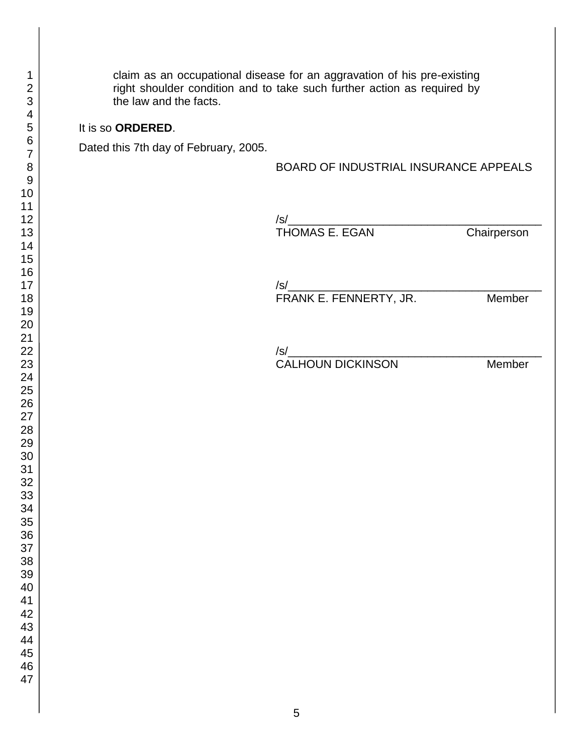claim as an occupational disease for an aggravation of his pre-existing right shoulder condition and to take such further action as required by the law and the facts.

It is so **ORDERED**.

Dated this 7th day of February, 2005.

BOARD OF INDUSTRIAL INSURANCE APPEALS

/s/_________________________________________
THOMAS E. EGAN Chairperson

/s/_________________________________________
FRANK E. FENNERTY, JR. Member

/s/_________________________________________
CALHOUN DICKINSON Member